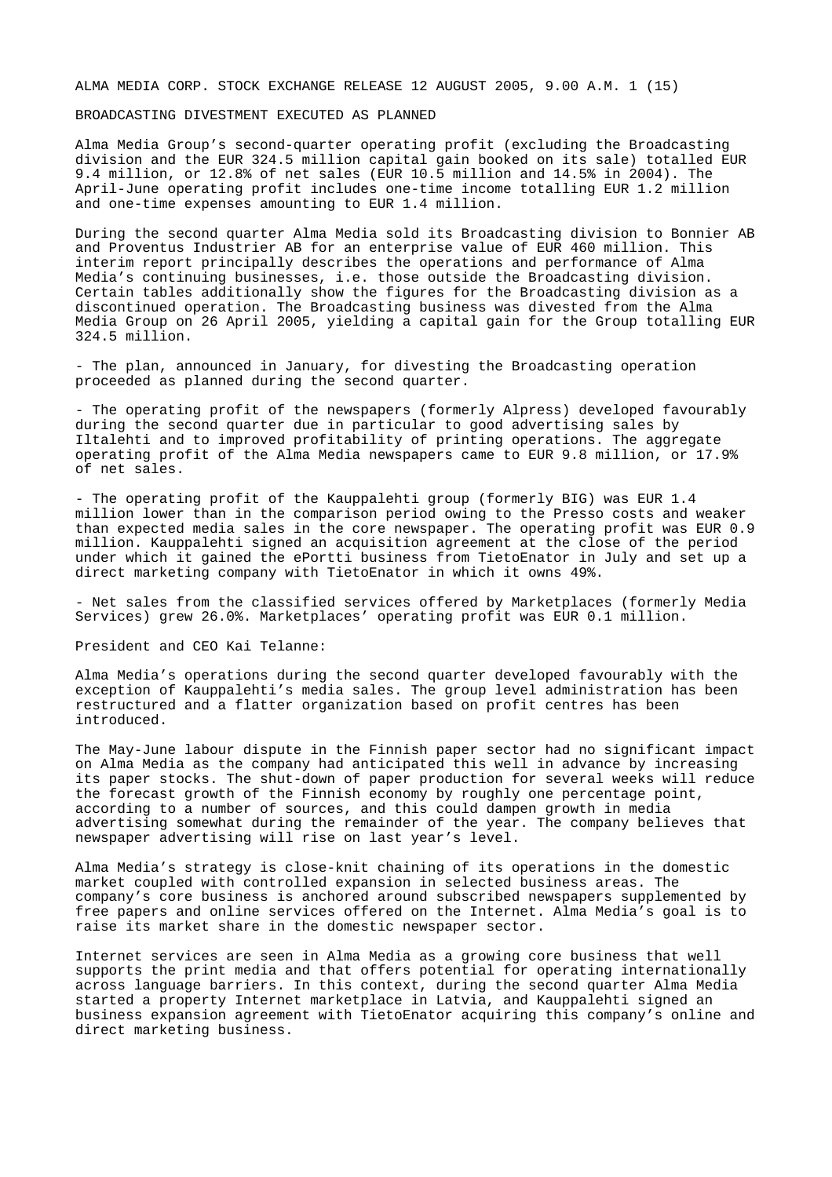ALMA MEDIA CORP. STOCK EXCHANGE RELEASE 12 AUGUST 2005, 9.00 A.M.

# BROADCASTING DIVESTMENT EXECUTED AS PLANNED

Alma Media Group's second-quarter operating profit (excluding the Broadcasting division and the EUR 324.5 million capital gain booked on its sale) totalled EUR 9.4 million, or 12.8% of net sales (EUR 10.5 million and 14.5% in 2004). The April-June operating profit includes one-time income totalling EUR 1.2 million and one-time expenses amounting to EUR 1.4 million.

During the second quarter Alma Media sold its Broadcasting division to Bonnier AB and Proventus Industrier AB for an enterprise value of EUR 460 million. This interim report principally describes the operations and performance of Alma Media's continuing businesses, i.e. those outside the Broadcasting division. Certain tables additionally show the figures for the Broadcasting division as a discontinued operation. The Broadcasting business was divested from the Alma Media Group on 26 April 2005, yielding a capital gain for the Group totalling EUR 324.5 million.

- The plan, announced in January, for divesting the Broadcasting operation proceeded as planned during the second quarter.

- The operating profit of the newspapers (formerly Alpress) developed favourably during the second quarter due in particular to good advertising sales by Iltalehti and to improved profitability of printing operations. The aggregate operating profit of the Alma Media newspapers came to EUR 9.8 million, or 17.9% of net sales.

- The operating profit of the Kauppalehti group (formerly BIG) was EUR 1.4 million lower than in the comparison period owing to the Presso costs and weaker than expected media sales in the core newspaper. The operating profit was EUR 0.9 million. Kauppalehti signed an acquisition agreement at the close of the period under which it gained the ePortti business from TietoEnator in July and set up a direct marketing company with TietoEnator in which it owns 49%.

- Net sales from the classified services offered by Marketplaces (formerly Media Services) grew 26.0%. Marketplaces' operating profit was EUR 0.1 million.

President and CEO Kai Telanne:

Alma Media's operations during the second quarter developed favourably with the exception of Kauppalehti's media sales. The group level administration has been restructured and a flatter organization based on profit centres has been introduced.

The May-June labour dispute in the Finnish paper sector had no significant impact on Alma Media as the company had anticipated this well in advance by increasing its paper stocks. The shut-down of paper production for several weeks will reduce the forecast growth of the Finnish economy by roughly one percentage point, according to a number of sources, and this could dampen growth in media advertising somewhat during the remainder of the year. The company believes that newspaper advertising will rise on last year's level.

Alma Media's strategy is close-knit chaining of its operations in the domestic market coupled with controlled expansion in selected business areas. The company's core business is anchored around subscribed newspapers supplemented by free papers and online services offered on the Internet. Alma Media's goal is to raise its market share in the domestic newspaper sector.

Internet services are seen in Alma Media as a growing core business that well supports the print media and that offers potential for operating internationally across language barriers. In this context, during the second quarter Alma Media started a property Internet marketplace in Latvia, and Kauppalehti signed an business expansion agreement with TietoEnator acquiring this company's online and direct marketing business.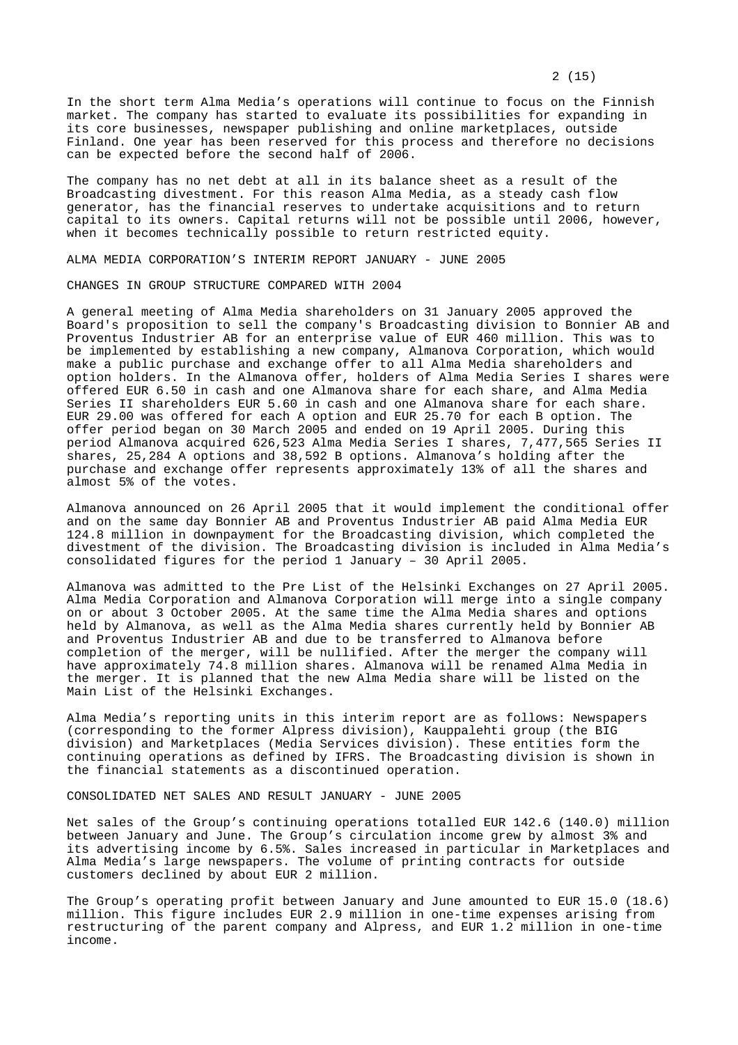In the short term Alma Media's operations will continue to focus on the Finnish market. The company has started to evaluate its possibilities for expanding in its core businesses, newspaper publishing and online marketplaces, outside Finland. One year has been reserved for this process and therefore no decisions can be expected before the second half of 2006.

The company has no net debt at all in its balance sheet as a result of the Broadcasting divestment. For this reason Alma Media, as a steady cash flow generator, has the financial reserves to undertake acquisitions and to return capital to its owners. Capital returns will not be possible until 2006, however, when it becomes technically possible to return restricted equity.

## ALMA MEDIA CORPORATION'S INTERIM REPORT JANUARY - JUNE 2005

### CHANGES IN GROUP STRUCTURE COMPARED WITH 2004

A general meeting of Alma Media shareholders on 31 January 2005 approved the Board's proposition to sell the company's Broadcasting division to Bonnier AB and Proventus Industrier AB for an enterprise value of EUR 460 million. This was to be implemented by establishing a new company, Almanova Corporation, which would make a public purchase and exchange offer to all Alma Media shareholders and option holders. In the Almanova offer, holders of Alma Media Series I shares were offered EUR 6.50 in cash and one Almanova share for each share, and Alma Media Series II shareholders EUR 5.60 in cash and one Almanova share for each share. EUR 29.00 was offered for each A option and EUR 25.70 for each B option. The offer period began on 30 March 2005 and ended on 19 April 2005. During this period Almanova acquired 626,523 Alma Media Series I shares, 7,477,565 Series II shares, 25,284 A options and 38,592 B options. Almanova's holding after the purchase and exchange offer represents approximately 13% of all the shares and almost 5% of the votes.

Almanova announced on 26 April 2005 that it would implement the conditional offer and on the same day Bonnier AB and Proventus Industrier AB paid Alma Media EUR 124.8 million in downpayment for the Broadcasting division, which completed the divestment of the division. The Broadcasting division is included in Alma Media's consolidated figures for the period 1 January – 30 April 2005.

Almanova was admitted to the Pre List of the Helsinki Exchanges on 27 April 2005. Alma Media Corporation and Almanova Corporation will merge into a single company on or about 3 October 2005. At the same time the Alma Media shares and options held by Almanova, as well as the Alma Media shares currently held by Bonnier AB and Proventus Industrier AB and due to be transferred to Almanova before completion of the merger, will be nullified. After the merger the company will have approximately 74.8 million shares. Almanova will be renamed Alma Media in the merger. It is planned that the new Alma Media share will be listed on the Main List of the Helsinki Exchanges.

Alma Media's reporting units in this interim report are as follows: Newspapers (corresponding to the former Alpress division), Kauppalehti group (the BIG division) and Marketplaces (Media Services division). These entities form the continuing operations as defined by IFRS. The Broadcasting division is shown in the financial statements as a discontinued operation.

### CONSOLIDATED NET SALES AND RESULT JANUARY - JUNE 2005

Net sales of the Group's continuing operations totalled EUR 142.6 (140.0) million between January and June. The Group's circulation income grew by almost 3% and its advertising income by 6.5%. Sales increased in particular in Marketplaces and Alma Media's large newspapers. The volume of printing contracts for outside customers declined by about EUR 2 million.

The Group's operating profit between January and June amounted to EUR 15.0 (18.6) million. This figure includes EUR 2.9 million in one-time expenses arising from restructuring of the parent company and Alpress, and EUR 1.2 million in one-time income.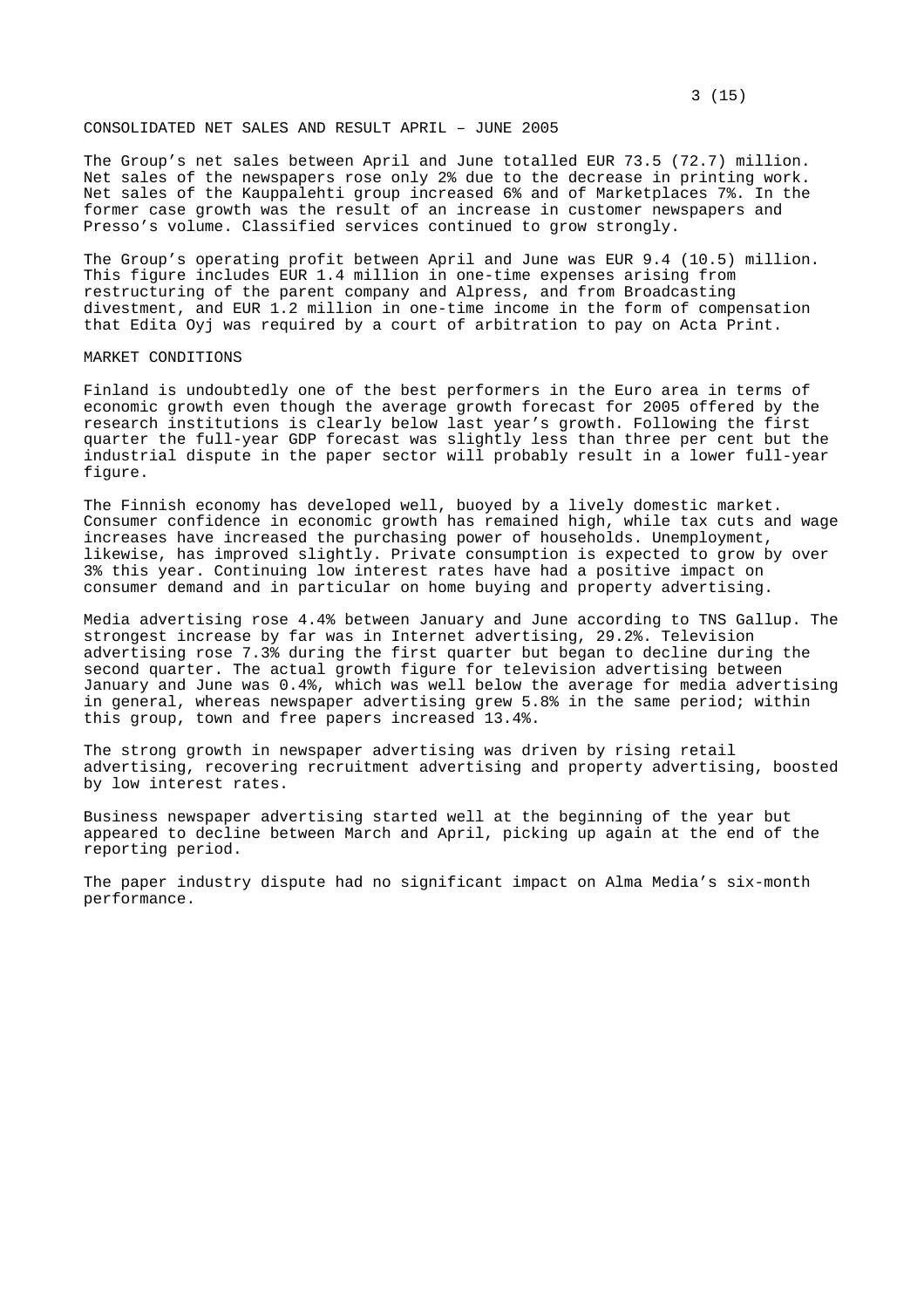## CONSOLIDATED NET SALES AND RESULT APRIL – JUNE 2005

The Group's net sales between April and June totalled EUR 73.5 (72.7) million. Net sales of the newspapers rose only 2% due to the decrease in printing work. Net sales of the Kauppalehti group increased 6% and of Marketplaces 7%. In the former case growth was the result of an increase in customer newspapers and Presso's volume. Classified services continued to grow strongly.

The Group's operating profit between April and June was EUR 9.4 (10.5) million. This figure includes EUR 1.4 million in one-time expenses arising from restructuring of the parent company and Alpress, and from Broadcasting divestment, and EUR 1.2 million in one-time income in the form of compensation that Edita Oyj was required by a court of arbitration to pay on Acta Print.

## MARKET CONDITIONS

Finland is undoubtedly one of the best performers in the Euro area in terms of economic growth even though the average growth forecast for 2005 offered by the research institutions is clearly below last year's growth. Following the first quarter the full-year GDP forecast was slightly less than three per cent but the industrial dispute in the paper sector will probably result in a lower full-year figure.

The Finnish economy has developed well, buoyed by a lively domestic market. Consumer confidence in economic growth has remained high, while tax cuts and wage increases have increased the purchasing power of households. Unemployment, likewise, has improved slightly. Private consumption is expected to grow by over 3% this year. Continuing low interest rates have had a positive impact on consumer demand and in particular on home buying and property advertising.

Media advertising rose 4.4% between January and June according to TNS Gallup. The strongest increase by far was in Internet advertising, 29.2%. Television advertising rose 7.3% during the first quarter but began to decline during the second quarter. The actual growth figure for television advertising between January and June was 0.4%, which was well below the average for media advertising in general, whereas newspaper advertising grew 5.8% in the same period; within this group, town and free papers increased 13.4%.

The strong growth in newspaper advertising was driven by rising retail advertising, recovering recruitment advertising and property advertising, boosted by low interest rates.

Business newspaper advertising started well at the beginning of the year but appeared to decline between March and April, picking up again at the end of the reporting period.

The paper industry dispute had no significant impact on Alma Media's six-month performance.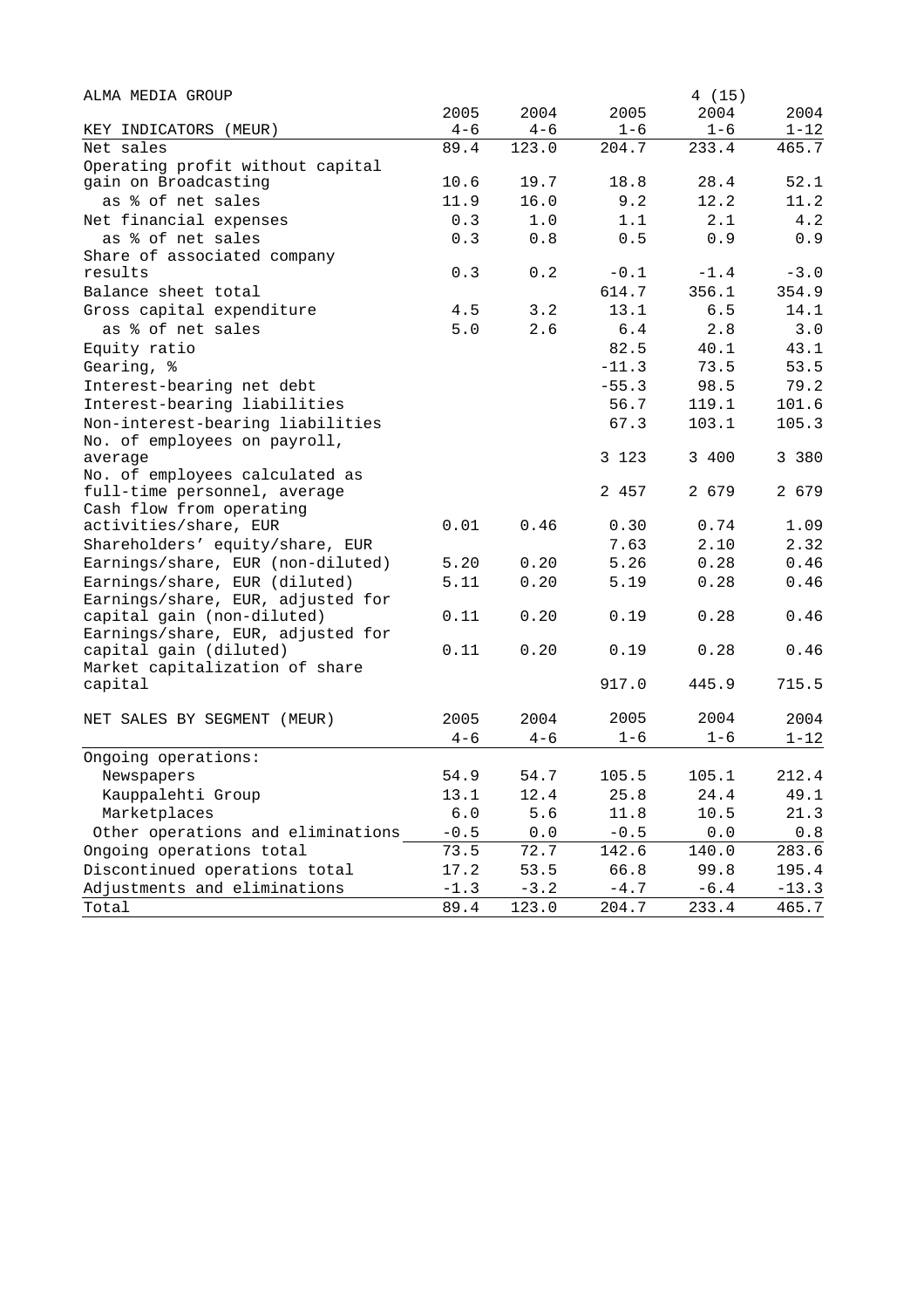ALMA MEDIA GROUP

| KEY INDICATORS (MEUR) | 2005 4-6 | 2004 4-6 | 2005 1-6 | 2004 1-6 | 2004 1-12 |
|---|---|---|---|---|---|
| Net sales | 89.4 | 123.0 | 204.7 | 233.4 | 465.7 |
| Operating profit without capital gain on Broadcasting | 10.6 | 19.7 | 18.8 | 28.4 | 52.1 |
| as % of net sales | 11.9 | 16.0 | 9.2 | 12.2 | 11.2 |
| Net financial expenses | 0.3 | 1.0 | 1.1 | 2.1 | 4.2 |
| as % of net sales | 0.3 | 0.8 | 0.5 | 0.9 | 0.9 |
| Share of associated company results | 0.3 | 0.2 | -0.1 | -1.4 | -3.0 |
| Balance sheet total | | | 614.7 | 356.1 | 354.9 |
| Gross capital expenditure | 4.5 | 3.2 | 13.1 | 6.5 | 14.1 |
| as % of net sales | 5.0 | 2.6 | 6.4 | 2.8 | 3.0 |
| Equity ratio | | | 82.5 | 40.1 | 43.1 |
| Gearing, % | | | -11.3 | 73.5 | 53.5 |
| Interest-bearing net debt | | | -55.3 | 98.5 | 79.2 |
| Interest-bearing liabilities | | | 56.7 | 119.1 | 101.6 |
| Non-interest-bearing liabilities | | | 67.3 | 103.1 | 105.3 |
| No. of employees on payroll, average | | | 3 123 | 3 400 | 3 380 |
| No. of employees calculated as full-time personnel, average | | | 2 457 | 2 679 | 2 679 |
| Cash flow from operating activities/share, EUR | 0.01 | 0.46 | 0.30 | 0.74 | 1.09 |
| Shareholders' equity/share, EUR | | | 7.63 | 2.10 | 2.32 |
| Earnings/share, EUR (non-diluted) | 5.20 | 0.20 | 5.26 | 0.28 | 0.46 |
| Earnings/share, EUR (diluted) | 5.11 | 0.20 | 5.19 | 0.28 | 0.46 |
| Earnings/share, EUR, adjusted for capital gain (non-diluted) | 0.11 | 0.20 | 0.19 | 0.28 | 0.46 |
| Earnings/share, EUR, adjusted for capital gain (diluted) | 0.11 | 0.20 | 0.19 | 0.28 | 0.46 |
| Market capitalization of share capital | | | 917.0 | 445.9 | 715.5 |

| NET SALES BY SEGMENT (MEUR) | 2005 4-6 | 2004 4-6 | 2005 1-6 | 2004 1-6 | 2004 1-12 |
|---|---|---|---|---|---|
| Ongoing operations: | | | | | |
| Newspapers | 54.9 | 54.7 | 105.5 | 105.1 | 212.4 |
| Kauppalehti Group | 13.1 | 12.4 | 25.8 | 24.4 | 49.1 |
| Marketplaces | 6.0 | 5.6 | 11.8 | 10.5 | 21.3 |
| Other operations and eliminations | -0.5 | 0.0 | -0.5 | 0.0 | 0.8 |
| Ongoing operations total | 73.5 | 72.7 | 142.6 | 140.0 | 283.6 |
| Discontinued operations total | 17.2 | 53.5 | 66.8 | 99.8 | 195.4 |
| Adjustments and eliminations | -1.3 | -3.2 | -4.7 | -6.4 | -13.3 |
| Total | 89.4 | 123.0 | 204.7 | 233.4 | 465.7 |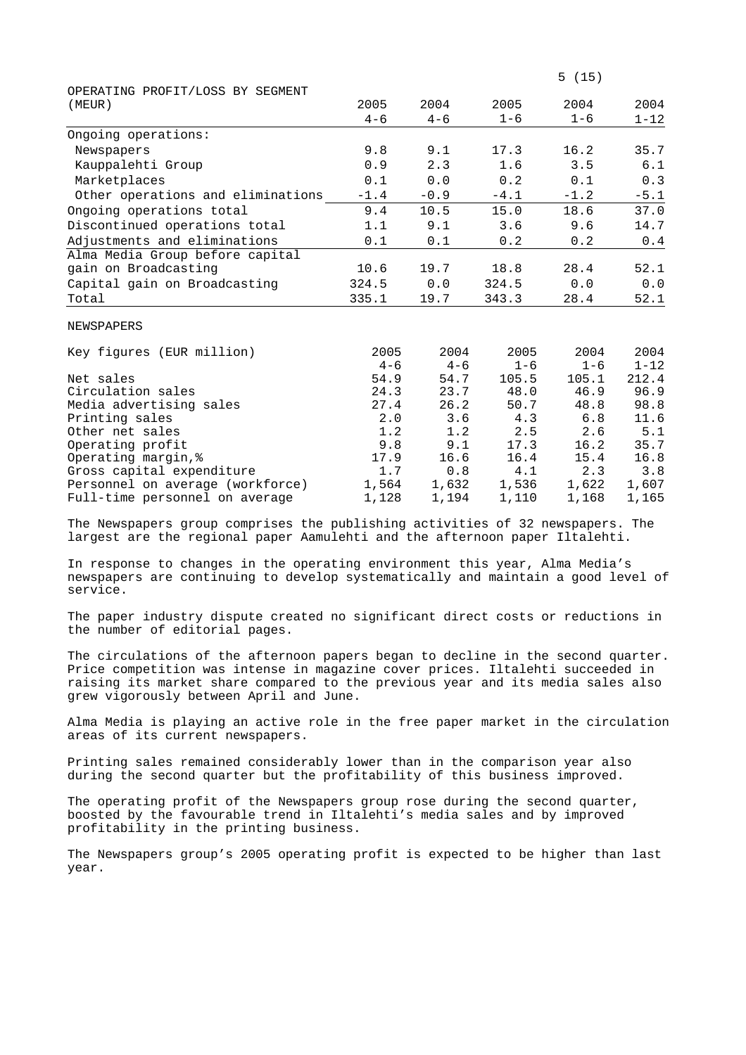OPERATING PROFIT/LOSS BY SEGMENT

| (MEUR) | 2005 4-6 | 2004 4-6 | 2005 1-6 | 2004 1-6 | 2004 1-12 |
|---|---|---|---|---|---|
| Ongoing operations: | | | | | |
| Newspapers | 9.8 | 9.1 | 17.3 | 16.2 | 35.7 |
| Kauppalehti Group | 0.9 | 2.3 | 1.6 | 3.5 | 6.1 |
| Marketplaces | 0.1 | 0.0 | 0.2 | 0.1 | 0.3 |
| Other operations and eliminations | -1.4 | -0.9 | -4.1 | -1.2 | -5.1 |
| Ongoing operations total | 9.4 | 10.5 | 15.0 | 18.6 | 37.0 |
| Discontinued operations total | 1.1 | 9.1 | 3.6 | 9.6 | 14.7 |
| Adjustments and eliminations | 0.1 | 0.1 | 0.2 | 0.2 | 0.4 |
| Alma Media Group before capital gain on Broadcasting | 10.6 | 19.7 | 18.8 | 28.4 | 52.1 |
| Capital gain on Broadcasting | 324.5 | 0.0 | 324.5 | 0.0 | 0.0 |
| Total | 335.1 | 19.7 | 343.3 | 28.4 | 52.1 |

NEWSPAPERS

| Key figures (EUR million) | 2005 4-6 | 2004 4-6 | 2005 1-6 | 2004 1-6 | 2004 1-12 |
|---|---|---|---|---|---|
| Net sales | 54.9 | 54.7 | 105.5 | 105.1 | 212.4 |
| Circulation sales | 24.3 | 23.7 | 48.0 | 46.9 | 96.9 |
| Media advertising sales | 27.4 | 26.2 | 50.7 | 48.8 | 98.8 |
| Printing sales | 2.0 | 3.6 | 4.3 | 6.8 | 11.6 |
| Other net sales | 1.2 | 1.2 | 2.5 | 2.6 | 5.1 |
| Operating profit | 9.8 | 9.1 | 17.3 | 16.2 | 35.7 |
| Operating margin,% | 17.9 | 16.6 | 16.4 | 15.4 | 16.8 |
| Gross capital expenditure | 1.7 | 0.8 | 4.1 | 2.3 | 3.8 |
| Personnel on average (workforce) | 1,564 | 1,632 | 1,536 | 1,622 | 1,607 |
| Full-time personnel on average | 1,128 | 1,194 | 1,110 | 1,168 | 1,165 |

The Newspapers group comprises the publishing activities of 32 newspapers. The largest are the regional paper Aamulehti and the afternoon paper Iltalehti.

In response to changes in the operating environment this year, Alma Media's newspapers are continuing to develop systematically and maintain a good level of service.

The paper industry dispute created no significant direct costs or reductions in the number of editorial pages.

The circulations of the afternoon papers began to decline in the second quarter. Price competition was intense in magazine cover prices. Iltalehti succeeded in raising its market share compared to the previous year and its media sales also grew vigorously between April and June.

Alma Media is playing an active role in the free paper market in the circulation areas of its current newspapers.

Printing sales remained considerably lower than in the comparison year also during the second quarter but the profitability of this business improved.

The operating profit of the Newspapers group rose during the second quarter, boosted by the favourable trend in Iltalehti's media sales and by improved profitability in the printing business.

The Newspapers group's 2005 operating profit is expected to be higher than last year.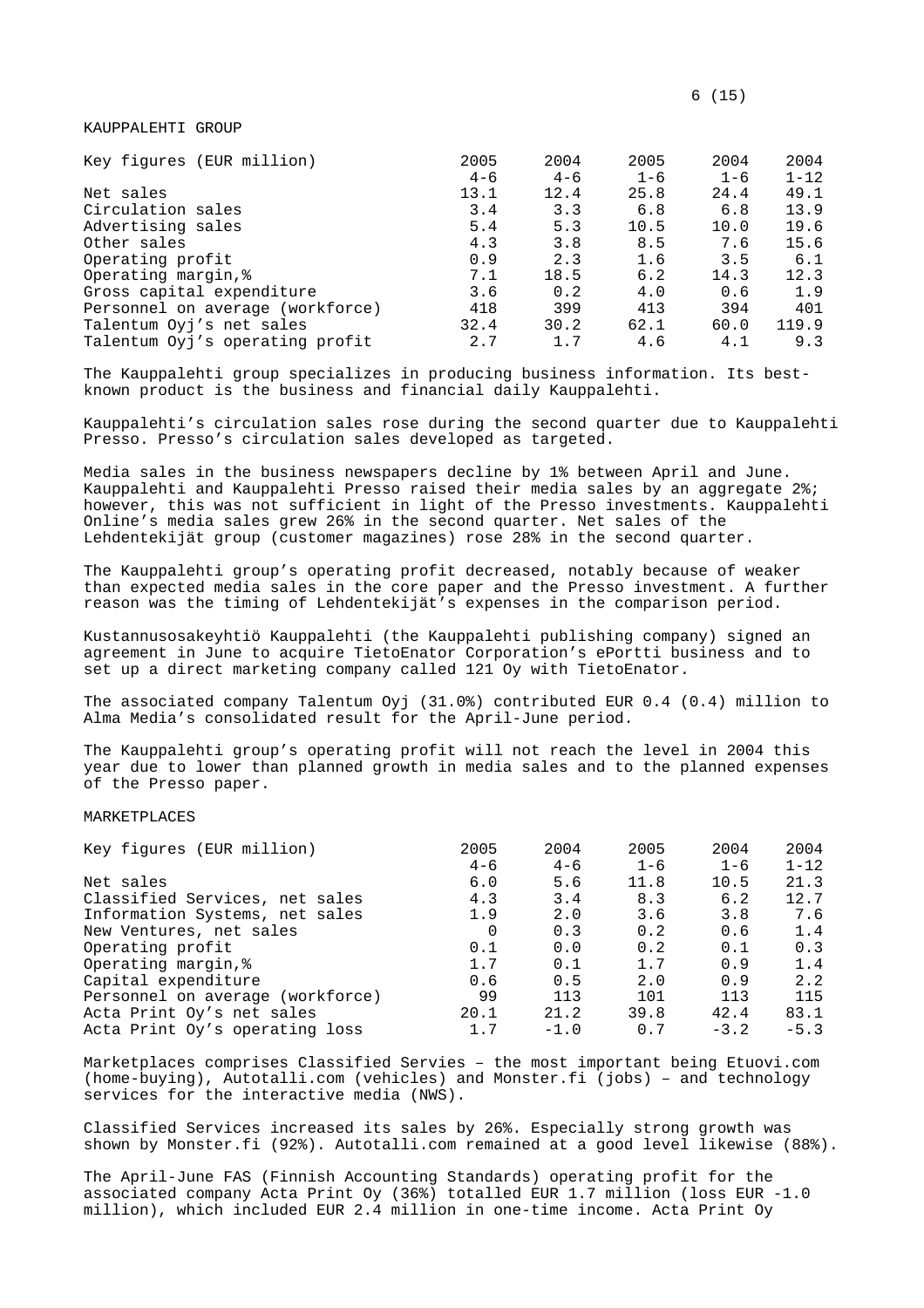## KAUPPALEHTI GROUP

| Key figures (EUR million) | 2005 4-6 | 2004 4-6 | 2005 1-6 | 2004 1-6 | 2004 1-12 |
|---|---|---|---|---|---|
| Net sales | 13.1 | 12.4 | 25.8 | 24.4 | 49.1 |
| Circulation sales | 3.4 | 3.3 | 6.8 | 6.8 | 13.9 |
| Advertising sales | 5.4 | 5.3 | 10.5 | 10.0 | 19.6 |
| Other sales | 4.3 | 3.8 | 8.5 | 7.6 | 15.6 |
| Operating profit | 0.9 | 2.3 | 1.6 | 3.5 | 6.1 |
| Operating margin,% | 7.1 | 18.5 | 6.2 | 14.3 | 12.3 |
| Gross capital expenditure | 3.6 | 0.2 | 4.0 | 0.6 | 1.9 |
| Personnel on average (workforce) | 418 | 399 | 413 | 394 | 401 |
| Talentum Oyj's net sales | 32.4 | 30.2 | 62.1 | 60.0 | 119.9 |
| Talentum Oyj's operating profit | 2.7 | 1.7 | 4.6 | 4.1 | 9.3 |

The Kauppalehti group specializes in producing business information. Its best-known product is the business and financial daily Kauppalehti.

Kauppalehti's circulation sales rose during the second quarter due to Kauppalehti Presso. Presso's circulation sales developed as targeted.

Media sales in the business newspapers decline by 1% between April and June. Kauppalehti and Kauppalehti Presso raised their media sales by an aggregate 2%; however, this was not sufficient in light of the Presso investments. Kauppalehti Online's media sales grew 26% in the second quarter. Net sales of the Lehdentekijät group (customer magazines) rose 28% in the second quarter.

The Kauppalehti group's operating profit decreased, notably because of weaker than expected media sales in the core paper and the Presso investment. A further reason was the timing of Lehdentekijät's expenses in the comparison period.

Kustannusosakeyhtiö Kauppalehti (the Kauppalehti publishing company) signed an agreement in June to acquire TietoEnator Corporation's ePortti business and to set up a direct marketing company called 121 Oy with TietoEnator.

The associated company Talentum Oyj (31.0%) contributed EUR 0.4 (0.4) million to Alma Media's consolidated result for the April-June period.

The Kauppalehti group's operating profit will not reach the level in 2004 this year due to lower than planned growth in media sales and to the planned expenses of the Presso paper.

## MARKETPLACES

| Key figures (EUR million) | 2005 4-6 | 2004 4-6 | 2005 1-6 | 2004 1-6 | 2004 1-12 |
|---|---|---|---|---|---|
| Net sales | 6.0 | 5.6 | 11.8 | 10.5 | 21.3 |
| Classified Services, net sales | 4.3 | 3.4 | 8.3 | 6.2 | 12.7 |
| Information Systems, net sales | 1.9 | 2.0 | 3.6 | 3.8 | 7.6 |
| New Ventures, net sales | 0 | 0.3 | 0.2 | 0.6 | 1.4 |
| Operating profit | 0.1 | 0.0 | 0.2 | 0.1 | 0.3 |
| Operating margin,% | 1.7 | 0.1 | 1.7 | 0.9 | 1.4 |
| Capital expenditure | 0.6 | 0.5 | 2.0 | 0.9 | 2.2 |
| Personnel on average (workforce) | 99 | 113 | 101 | 113 | 115 |
| Acta Print Oy's net sales | 20.1 | 21.2 | 39.8 | 42.4 | 83.1 |
| Acta Print Oy's operating loss | 1.7 | -1.0 | 0.7 | -3.2 | -5.3 |

Marketplaces comprises Classified Servies – the most important being Etuovi.com (home-buying), Autotalli.com (vehicles) and Monster.fi (jobs) – and technology services for the interactive media (NWS).

Classified Services increased its sales by 26%. Especially strong growth was shown by Monster.fi (92%). Autotalli.com remained at a good level likewise (88%).

The April-June FAS (Finnish Accounting Standards) operating profit for the associated company Acta Print Oy (36%) totalled EUR 1.7 million (loss EUR -1.0 million), which included EUR 2.4 million in one-time income. Acta Print Oy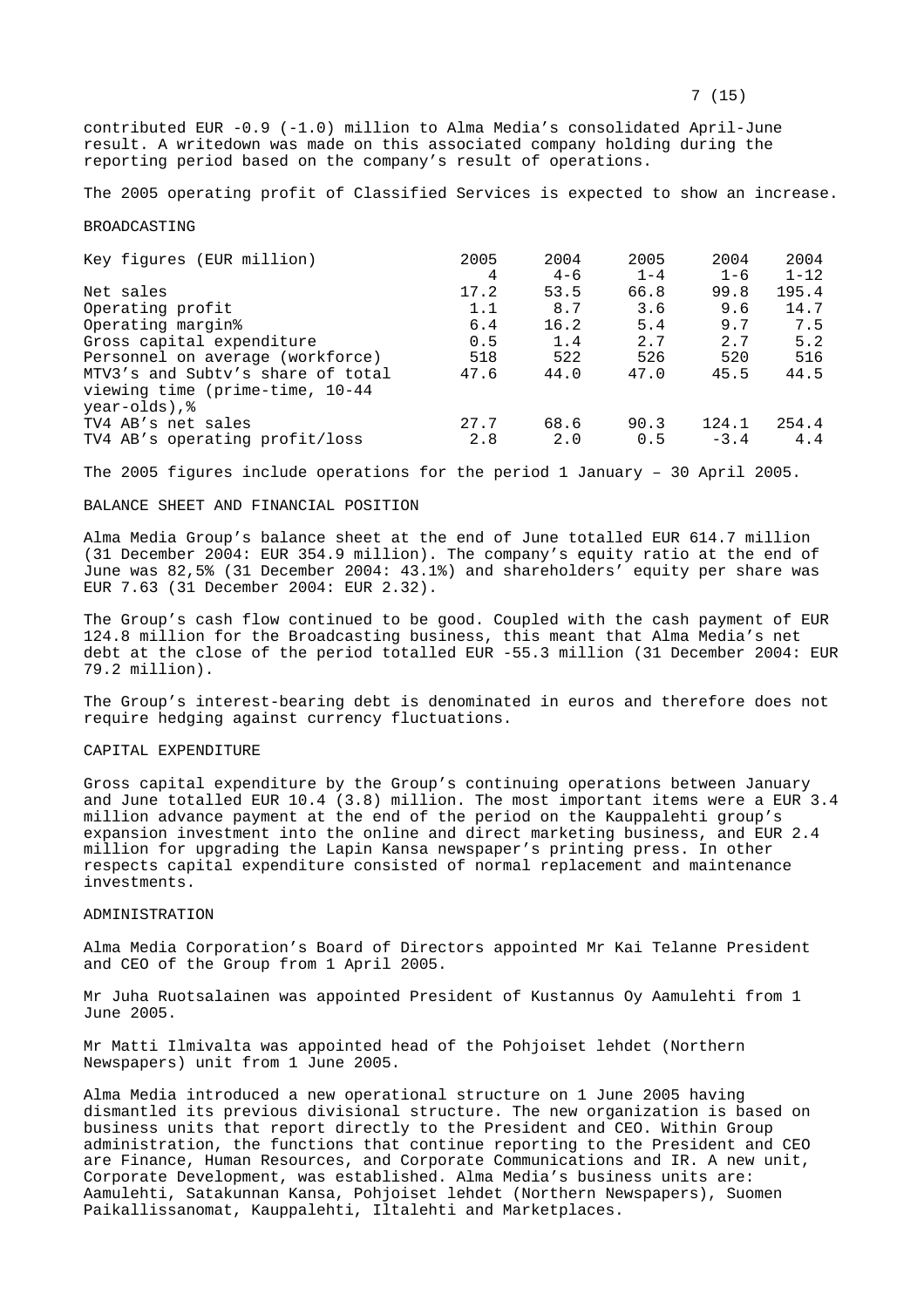contributed EUR -0.9 (-1.0) million to Alma Media's consolidated April-June result. A writedown was made on this associated company holding during the reporting period based on the company's result of operations.

The 2005 operating profit of Classified Services is expected to show an increase.

## BROADCASTING

| Key figures (EUR million) | 2005 4 | 2004 4-6 | 2005 1-4 | 2004 1-6 | 2004 1-12 |
|---|---|---|---|---|---|
| Net sales | 17.2 | 53.5 | 66.8 | 99.8 | 195.4 |
| Operating profit | 1.1 | 8.7 | 3.6 | 9.6 | 14.7 |
| Operating margin% | 6.4 | 16.2 | 5.4 | 9.7 | 7.5 |
| Gross capital expenditure | 0.5 | 1.4 | 2.7 | 2.7 | 5.2 |
| Personnel on average (workforce) | 518 | 522 | 526 | 520 | 516 |
| MTV3's and Subtv's share of total viewing time (prime-time, 10-44 year-olds),% | 47.6 | 44.0 | 47.0 | 45.5 | 44.5 |
| TV4 AB's net sales | 27.7 | 68.6 | 90.3 | 124.1 | 254.4 |
| TV4 AB's operating profit/loss | 2.8 | 2.0 | 0.5 | -3.4 | 4.4 |

The 2005 figures include operations for the period 1 January – 30 April 2005.

## BALANCE SHEET AND FINANCIAL POSITION

Alma Media Group's balance sheet at the end of June totalled EUR 614.7 million (31 December 2004: EUR 354.9 million). The company's equity ratio at the end of June was 82,5% (31 December 2004: 43.1%) and shareholders' equity per share was EUR 7.63 (31 December 2004: EUR 2.32).

The Group's cash flow continued to be good. Coupled with the cash payment of EUR 124.8 million for the Broadcasting business, this meant that Alma Media's net debt at the close of the period totalled EUR -55.3 million (31 December 2004: EUR 79.2 million).

The Group's interest-bearing debt is denominated in euros and therefore does not require hedging against currency fluctuations.

## CAPITAL EXPENDITURE

Gross capital expenditure by the Group's continuing operations between January and June totalled EUR 10.4 (3.8) million. The most important items were a EUR 3.4 million advance payment at the end of the period on the Kauppalehti group's expansion investment into the online and direct marketing business, and EUR 2.4 million for upgrading the Lapin Kansa newspaper's printing press. In other respects capital expenditure consisted of normal replacement and maintenance investments.

## ADMINISTRATION

Alma Media Corporation's Board of Directors appointed Mr Kai Telanne President and CEO of the Group from 1 April 2005.

Mr Juha Ruotsalainen was appointed President of Kustannus Oy Aamulehti from 1 June 2005.

Mr Matti Ilmivalta was appointed head of the Pohjoiset lehdet (Northern Newspapers) unit from 1 June 2005.

Alma Media introduced a new operational structure on 1 June 2005 having dismantled its previous divisional structure. The new organization is based on business units that report directly to the President and CEO. Within Group administration, the functions that continue reporting to the President and CEO are Finance, Human Resources, and Corporate Communications and IR. A new unit, Corporate Development, was established. Alma Media's business units are: Aamulehti, Satakunnan Kansa, Pohjoiset lehdet (Northern Newspapers), Suomen Paikallissanomat, Kauppalehti, Iltalehti and Marketplaces.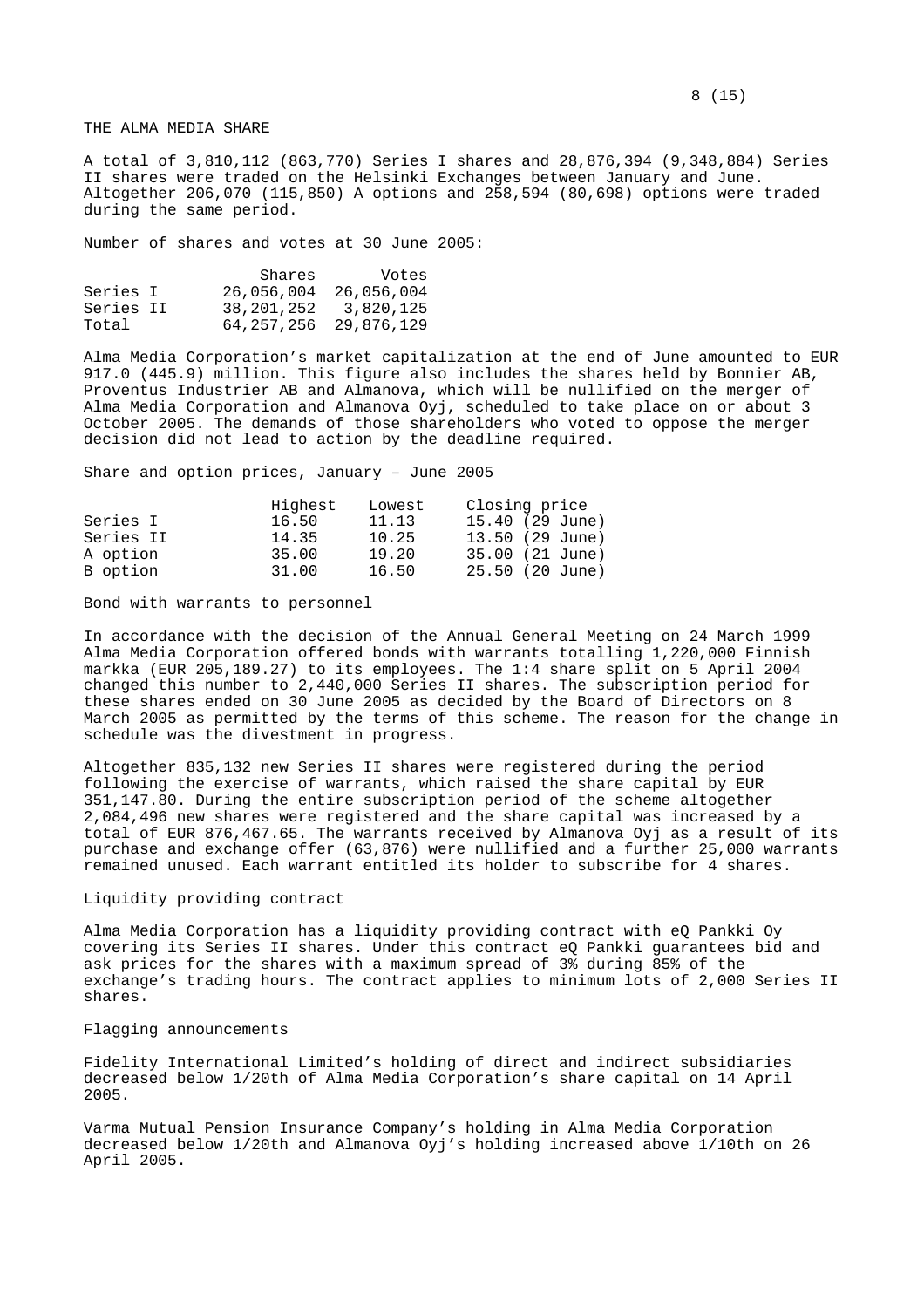## THE ALMA MEDIA SHARE

A total of 3,810,112 (863,770) Series I shares and 28,876,394 (9,348,884) Series II shares were traded on the Helsinki Exchanges between January and June. Altogether 206,070 (115,850) A options and 258,594 (80,698) options were traded during the same period.

Number of shares and votes at 30 June 2005:

| | Shares | Votes |
|---|---|---|
| Series I | 26,056,004 | 26,056,004 |
| Series II | 38,201,252 | 3,820,125 |
| Total | 64,257,256 | 29,876,129 |

Alma Media Corporation's market capitalization at the end of June amounted to EUR 917.0 (445.9) million. This figure also includes the shares held by Bonnier AB, Proventus Industrier AB and Almanova, which will be nullified on the merger of Alma Media Corporation and Almanova Oyj, scheduled to take place on or about 3 October 2005. The demands of those shareholders who voted to oppose the merger decision did not lead to action by the deadline required.

Share and option prices, January – June 2005

| | Highest | Lowest | Closing price |
|---|---|---|---|
| Series I | 16.50 | 11.13 | 15.40 (29 June) |
| Series II | 14.35 | 10.25 | 13.50 (29 June) |
| A option | 35.00 | 19.20 | 35.00 (21 June) |
| B option | 31.00 | 16.50 | 25.50 (20 June) |

### Bond with warrants to personnel

In accordance with the decision of the Annual General Meeting on 24 March 1999 Alma Media Corporation offered bonds with warrants totalling 1,220,000 Finnish markka (EUR 205,189.27) to its employees. The 1:4 share split on 5 April 2004 changed this number to 2,440,000 Series II shares. The subscription period for these shares ended on 30 June 2005 as decided by the Board of Directors on 8 March 2005 as permitted by the terms of this scheme. The reason for the change in schedule was the divestment in progress.

Altogether 835,132 new Series II shares were registered during the period following the exercise of warrants, which raised the share capital by EUR 351,147.80. During the entire subscription period of the scheme altogether 2,084,496 new shares were registered and the share capital was increased by a total of EUR 876,467.65. The warrants received by Almanova Oyj as a result of its purchase and exchange offer (63,876) were nullified and a further 25,000 warrants remained unused. Each warrant entitled its holder to subscribe for 4 shares.

### Liquidity providing contract

Alma Media Corporation has a liquidity providing contract with eQ Pankki Oy covering its Series II shares. Under this contract eQ Pankki guarantees bid and ask prices for the shares with a maximum spread of 3% during 85% of the exchange's trading hours. The contract applies to minimum lots of 2,000 Series II shares.

### Flagging announcements

Fidelity International Limited's holding of direct and indirect subsidiaries decreased below 1/20th of Alma Media Corporation's share capital on 14 April 2005.

Varma Mutual Pension Insurance Company's holding in Alma Media Corporation decreased below 1/20th and Almanova Oyj's holding increased above 1/10th on 26 April 2005.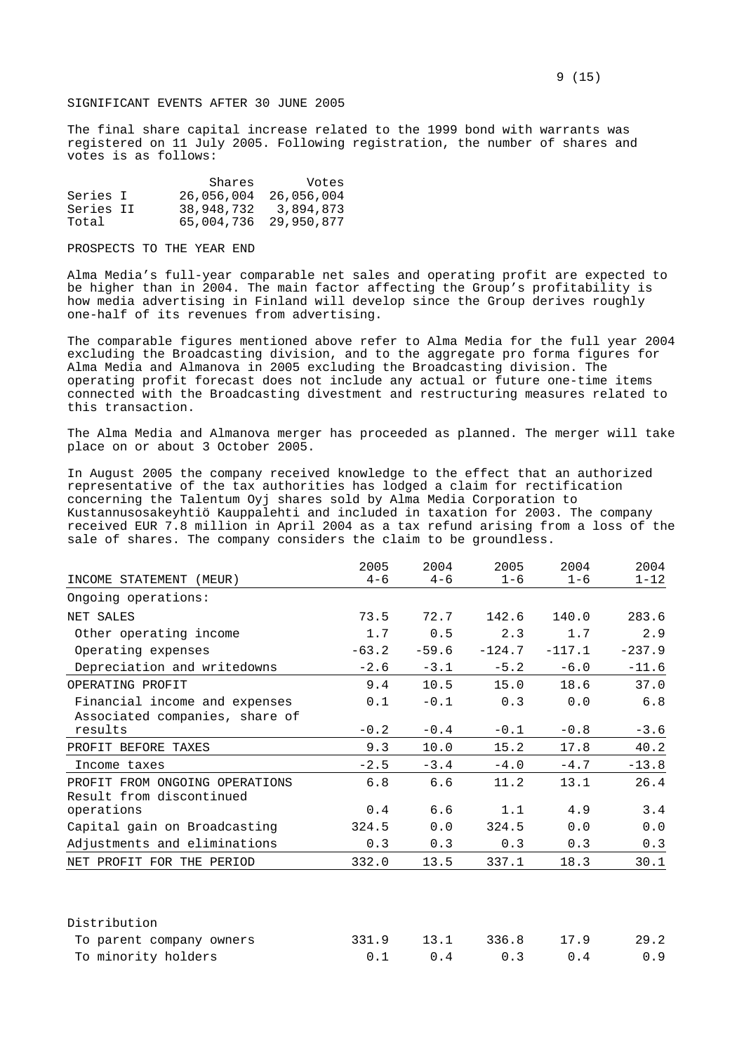## SIGNIFICANT EVENTS AFTER 30 JUNE 2005

The final share capital increase related to the 1999 bond with warrants was registered on 11 July 2005. Following registration, the number of shares and votes is as follows:

| | Shares | Votes |
|---|---|---|
| Series I | 26,056,004 | 26,056,004 |
| Series II | 38,948,732 | 3,894,873 |
| Total | 65,004,736 | 29,950,877 |

## PROSPECTS TO THE YEAR END

Alma Media's full-year comparable net sales and operating profit are expected to be higher than in 2004. The main factor affecting the Group's profitability is how media advertising in Finland will develop since the Group derives roughly one-half of its revenues from advertising.

The comparable figures mentioned above refer to Alma Media for the full year 2004 excluding the Broadcasting division, and to the aggregate pro forma figures for Alma Media and Almanova in 2005 excluding the Broadcasting division. The operating profit forecast does not include any actual or future one-time items connected with the Broadcasting divestment and restructuring measures related to this transaction.

The Alma Media and Almanova merger has proceeded as planned. The merger will take place on or about 3 October 2005.

In August 2005 the company received knowledge to the effect that an authorized representative of the tax authorities has lodged a claim for rectification concerning the Talentum Oyj shares sold by Alma Media Corporation to Kustannusosakeyhtiö Kauppalehti and included in taxation for 2003. The company received EUR 7.8 million in April 2004 as a tax refund arising from a loss of the sale of shares. The company considers the claim to be groundless.

| INCOME STATEMENT (MEUR) | 2005 4-6 | 2004 4-6 | 2005 1-6 | 2004 1-6 | 2004 1-12 |
|---|---|---|---|---|---|
| Ongoing operations: | | | | | |
| NET SALES | 73.5 | 72.7 | 142.6 | 140.0 | 283.6 |
| Other operating income | 1.7 | 0.5 | 2.3 | 1.7 | 2.9 |
| Operating expenses | -63.2 | -59.6 | -124.7 | -117.1 | -237.9 |
| Depreciation and writedowns | -2.6 | -3.1 | -5.2 | -6.0 | -11.6 |
| OPERATING PROFIT | 9.4 | 10.5 | 15.0 | 18.6 | 37.0 |
| Financial income and expenses | 0.1 | -0.1 | 0.3 | 0.0 | 6.8 |
| Associated companies, share of results | -0.2 | -0.4 | -0.1 | -0.8 | -3.6 |
| PROFIT BEFORE TAXES | 9.3 | 10.0 | 15.2 | 17.8 | 40.2 |
| Income taxes | -2.5 | -3.4 | -4.0 | -4.7 | -13.8 |
| PROFIT FROM ONGOING OPERATIONS | 6.8 | 6.6 | 11.2 | 13.1 | 26.4 |
| Result from discontinued operations | 0.4 | 6.6 | 1.1 | 4.9 | 3.4 |
| Capital gain on Broadcasting | 324.5 | 0.0 | 324.5 | 0.0 | 0.0 |
| Adjustments and eliminations | 0.3 | 0.3 | 0.3 | 0.3 | 0.3 |
| NET PROFIT FOR THE PERIOD | 332.0 | 13.5 | 337.1 | 18.3 | 30.1 |
| | | | | | |
| Distribution | | | | | |
| To parent company owners | 331.9 | 13.1 | 336.8 | 17.9 | 29.2 |
| To minority holders | 0.1 | 0.4 | 0.3 | 0.4 | 0.9 |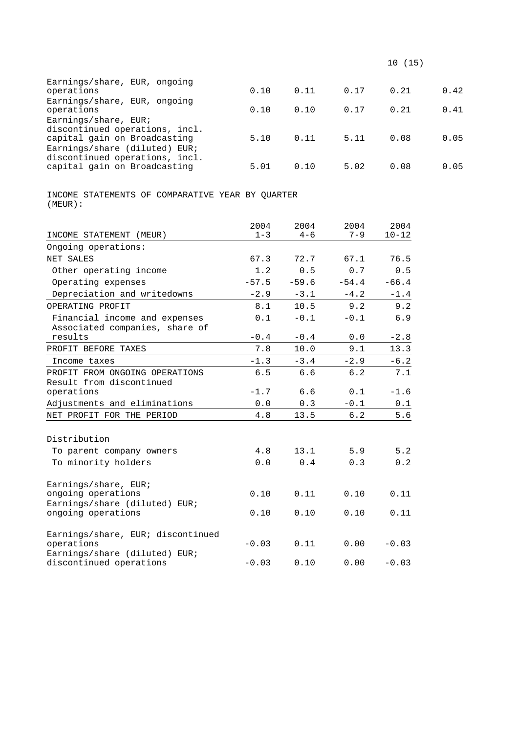| | | | | | |
|---|---|---|---|---|---|
| Earnings/share, EUR, ongoing operations | 0.10 | 0.11 | 0.17 | 0.21 | 0.42 |
| Earnings/share, EUR, ongoing operations | 0.10 | 0.10 | 0.17 | 0.21 | 0.41 |
| Earnings/share, EUR; discontinued operations, incl. capital gain on Broadcasting | 5.10 | 0.11 | 5.11 | 0.08 | 0.05 |
| Earnings/share (diluted) EUR; discontinued operations, incl. capital gain on Broadcasting | 5.01 | 0.10 | 5.02 | 0.08 | 0.05 |

INCOME STATEMENTS OF COMPARATIVE YEAR BY QUARTER (MEUR):

| INCOME STATEMENT (MEUR) | 2004 1-3 | 2004 4-6 | 2004 7-9 | 2004 10-12 |
|---|---|---|---|---|
| Ongoing operations: | | | | |
| NET SALES | 67.3 | 72.7 | 67.1 | 76.5 |
| Other operating income | 1.2 | 0.5 | 0.7 | 0.5 |
| Operating expenses | -57.5 | -59.6 | -54.4 | -66.4 |
| Depreciation and writedowns | -2.9 | -3.1 | -4.2 | -1.4 |
| OPERATING PROFIT | 8.1 | 10.5 | 9.2 | 9.2 |
| Financial income and expenses | 0.1 | -0.1 | -0.1 | 6.9 |
| Associated companies, share of results | -0.4 | -0.4 | 0.0 | -2.8 |
| PROFIT BEFORE TAXES | 7.8 | 10.0 | 9.1 | 13.3 |
| Income taxes | -1.3 | -3.4 | -2.9 | -6.2 |
| PROFIT FROM ONGOING OPERATIONS | 6.5 | 6.6 | 6.2 | 7.1 |
| Result from discontinued operations | -1.7 | 6.6 | 0.1 | -1.6 |
| Adjustments and eliminations | 0.0 | 0.3 | -0.1 | 0.1 |
| NET PROFIT FOR THE PERIOD | 4.8 | 13.5 | 6.2 | 5.6 |
| | | | | |
| Distribution | | | | |
| To parent company owners | 4.8 | 13.1 | 5.9 | 5.2 |
| To minority holders | 0.0 | 0.4 | 0.3 | 0.2 |
| | | | | |
| Earnings/share, EUR; ongoing operations | 0.10 | 0.11 | 0.10 | 0.11 |
| Earnings/share (diluted) EUR; ongoing operations | 0.10 | 0.10 | 0.10 | 0.11 |
| | | | | |
| Earnings/share, EUR; discontinued operations | -0.03 | 0.11 | 0.00 | -0.03 |
| Earnings/share (diluted) EUR; discontinued operations | -0.03 | 0.10 | 0.00 | -0.03 |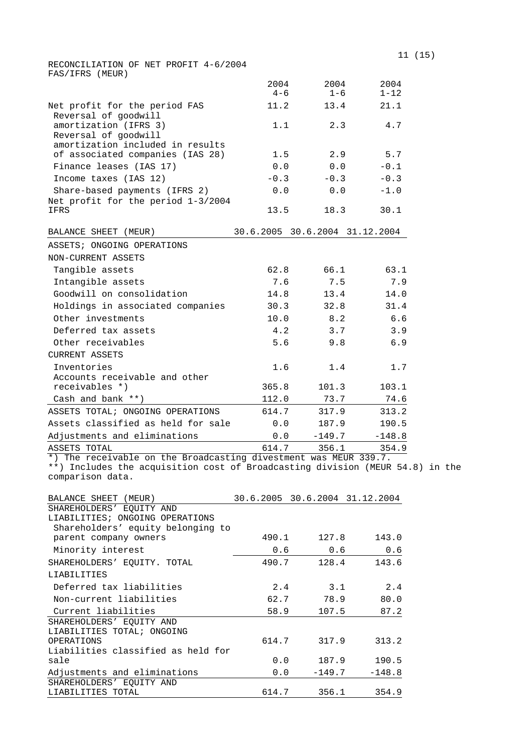RECONCILIATION OF NET PROFIT 4-6/2004 FAS/IFRS (MEUR)

| | 2004 4-6 | 2004 1-6 | 2004 1-12 |
|---|---|---|---|
| Net profit for the period FAS | 11.2 | 13.4 | 21.1 |
| Reversal of goodwill amortization (IFRS 3) | 1.1 | 2.3 | 4.7 |
| Reversal of goodwill amortization included in results of associated companies (IAS 28) | 1.5 | 2.9 | 5.7 |
| Finance leases (IAS 17) | 0.0 | 0.0 | -0.1 |
| Income taxes (IAS 12) | -0.3 | -0.3 | -0.3 |
| Share-based payments (IFRS 2) | 0.0 | 0.0 | -1.0 |
| Net profit for the period 1-3/2004 IFRS | 13.5 | 18.3 | 30.1 |

| BALANCE SHEET (MEUR) | 30.6.2005 | 30.6.2004 | 31.12.2004 |
|---|---|---|---|
| ASSETS; ONGOING OPERATIONS | | | |
| NON-CURRENT ASSETS | | | |
| Tangible assets | 62.8 | 66.1 | 63.1 |
| Intangible assets | 7.6 | 7.5 | 7.9 |
| Goodwill on consolidation | 14.8 | 13.4 | 14.0 |
| Holdings in associated companies | 30.3 | 32.8 | 31.4 |
| Other investments | 10.0 | 8.2 | 6.6 |
| Deferred tax assets | 4.2 | 3.7 | 3.9 |
| Other receivables | 5.6 | 9.8 | 6.9 |
| CURRENT ASSETS | | | |
| Inventories | 1.6 | 1.4 | 1.7 |
| Accounts receivable and other receivables *) | 365.8 | 101.3 | 103.1 |
| Cash and bank **) | 112.0 | 73.7 | 74.6 |
| ASSETS TOTAL; ONGOING OPERATIONS | 614.7 | 317.9 | 313.2 |
| Assets classified as held for sale | 0.0 | 187.9 | 190.5 |
| Adjustments and eliminations | 0.0 | -149.7 | -148.8 |
| ASSETS TOTAL | 614.7 | 356.1 | 354.9 |

*) The receivable on the Broadcasting divestment was MEUR 339.7.
**) Includes the acquisition cost of Broadcasting division (MEUR 54.8) in the comparison data.

| BALANCE SHEET (MEUR) | 30.6.2005 | 30.6.2004 | 31.12.2004 |
|---|---|---|---|
| SHAREHOLDERS' EQUITY AND LIABILITIES; ONGOING OPERATIONS | | | |
| Shareholders' equity belonging to parent company owners | 490.1 | 127.8 | 143.0 |
| Minority interest | 0.6 | 0.6 | 0.6 |
| SHAREHOLDERS' EQUITY. TOTAL | 490.7 | 128.4 | 143.6 |
| LIABILITIES | | | |
| Deferred tax liabilities | 2.4 | 3.1 | 2.4 |
| Non-current liabilities | 62.7 | 78.9 | 80.0 |
| Current liabilities | 58.9 | 107.5 | 87.2 |
| SHAREHOLDERS' EQUITY AND LIABILITIES TOTAL; ONGOING OPERATIONS | 614.7 | 317.9 | 313.2 |
| Liabilities classified as held for sale | 0.0 | 187.9 | 190.5 |
| Adjustments and eliminations | 0.0 | -149.7 | -148.8 |
| SHAREHOLDERS' EQUITY AND LIABILITIES TOTAL | 614.7 | 356.1 | 354.9 |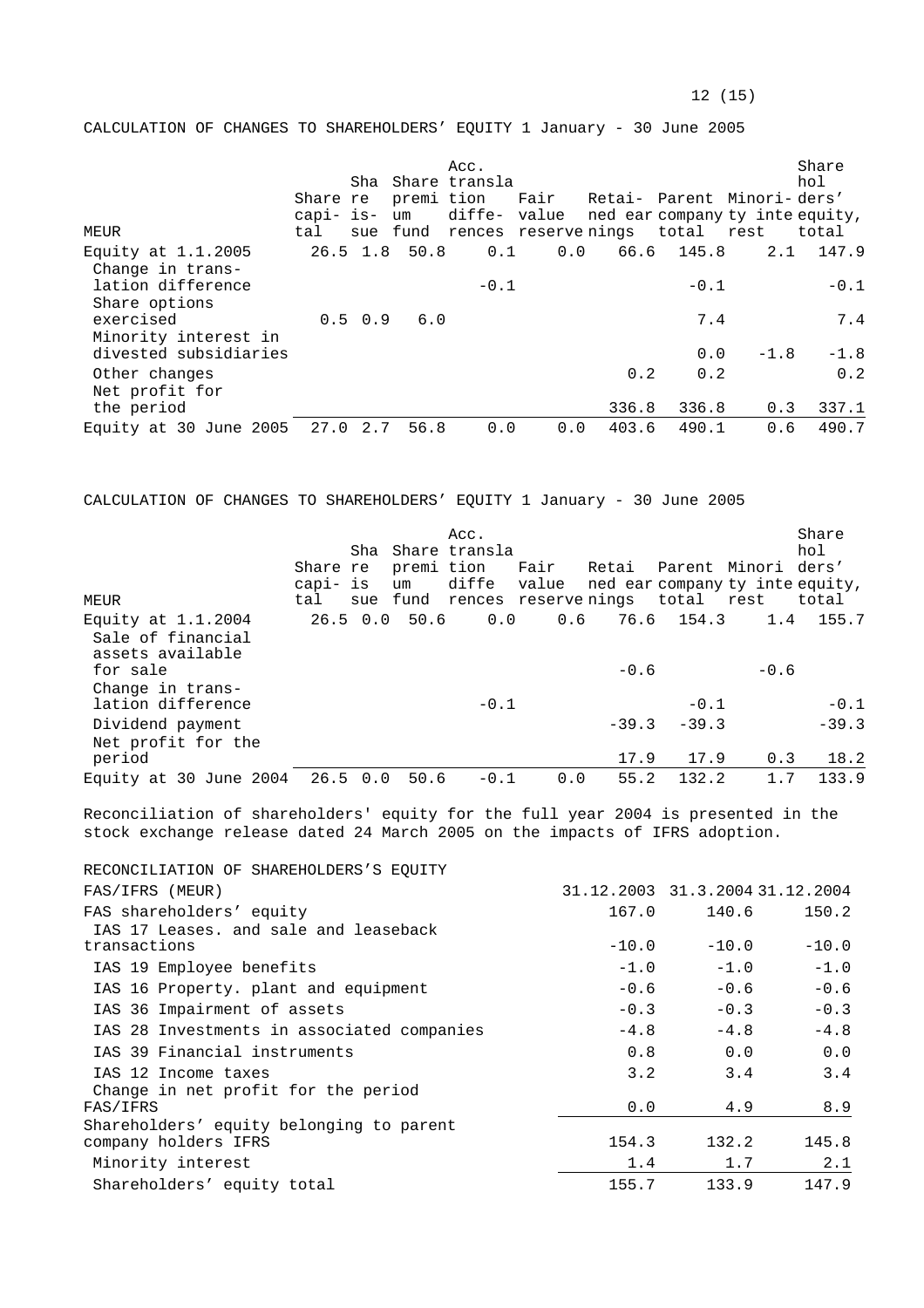CALCULATION OF CHANGES TO SHAREHOLDERS' EQUITY 1 January - 30 June 2005

| MEUR | Share capital | Share issue | Share premium fund | Acc. translation differences | Fair value reserve | Retained earnings | Parent company total | Minority interest | Shareholders' equity, total |
|---|---|---|---|---|---|---|---|---|---|
| Equity at 1.1.2005 | 26.5 | 1.8 | 50.8 | 0.1 | 0.0 | 66.6 | 145.8 | 2.1 | 147.9 |
| Change in translation difference | | | | -0.1 | | | -0.1 | | -0.1 |
| Share options exercised | 0.5 | 0.9 | 6.0 | | | | 7.4 | | 7.4 |
| Minority interest in divested subsidiaries | | | | | | | 0.0 | -1.8 | -1.8 |
| Other changes | | | | | | 0.2 | 0.2 | | 0.2 |
| Net profit for the period | | | | | | 336.8 | 336.8 | 0.3 | 337.1 |
| Equity at 30 June 2005 | 27.0 | 2.7 | 56.8 | 0.0 | 0.0 | 403.6 | 490.1 | 0.6 | 490.7 |

CALCULATION OF CHANGES TO SHAREHOLDERS' EQUITY 1 January - 30 June 2005

| MEUR | Share capital | Share issue | Share premium fund | Acc. translation differences | Fair value reserve | Retained earnings | Parent company total | Minority interest | Shareholders' equity, total |
|---|---|---|---|---|---|---|---|---|---|
| Equity at 1.1.2004 | 26.5 | 0.0 | 50.6 | 0.0 | 0.6 | 76.6 | 154.3 | 1.4 | 155.7 |
| Sale of financial assets available for sale | | | | | | -0.6 | | -0.6 | |
| Change in translation difference | | | | -0.1 | | | -0.1 | | -0.1 |
| Dividend payment | | | | | | -39.3 | -39.3 | | -39.3 |
| Net profit for the period | | | | | | 17.9 | 17.9 | 0.3 | 18.2 |
| Equity at 30 June 2004 | 26.5 | 0.0 | 50.6 | -0.1 | 0.0 | 55.2 | 132.2 | 1.7 | 133.9 |

Reconciliation of shareholders' equity for the full year 2004 is presented in the stock exchange release dated 24 March 2005 on the impacts of IFRS adoption.

RECONCILIATION OF SHAREHOLDERS'S EQUITY

| FAS/IFRS (MEUR) | 31.12.2003 | 31.3.2004 | 31.12.2004 |
|---|---|---|---|
| FAS shareholders' equity | 167.0 | 140.6 | 150.2 |
| IAS 17 Leases. and sale and leaseback transactions | -10.0 | -10.0 | -10.0 |
| IAS 19 Employee benefits | -1.0 | -1.0 | -1.0 |
| IAS 16 Property. plant and equipment | -0.6 | -0.6 | -0.6 |
| IAS 36 Impairment of assets | -0.3 | -0.3 | -0.3 |
| IAS 28 Investments in associated companies | -4.8 | -4.8 | -4.8 |
| IAS 39 Financial instruments | 0.8 | 0.0 | 0.0 |
| IAS 12 Income taxes | 3.2 | 3.4 | 3.4 |
| Change in net profit for the period FAS/IFRS | 0.0 | 4.9 | 8.9 |
| Shareholders' equity belonging to parent company holders IFRS | 154.3 | 132.2 | 145.8 |
| Minority interest | 1.4 | 1.7 | 2.1 |
| Shareholders' equity total | 155.7 | 133.9 | 147.9 |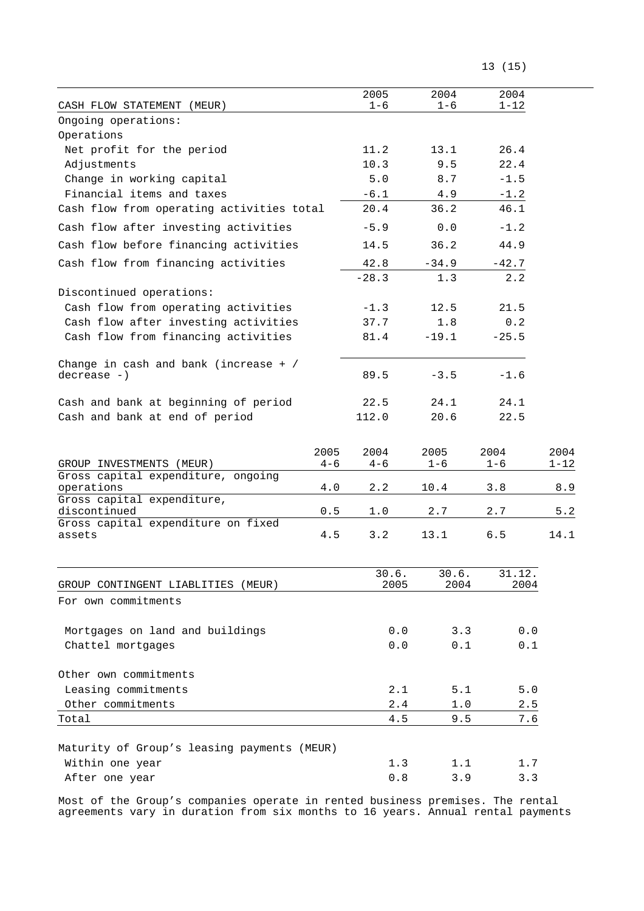| CASH FLOW STATEMENT (MEUR) | 2005 1-6 | 2004 1-6 | 2004 1-12 |
|---|---|---|---|
| Ongoing operations: | | | |
| Operations | | | |
| Net profit for the period | 11.2 | 13.1 | 26.4 |
| Adjustments | 10.3 | 9.5 | 22.4 |
| Change in working capital | 5.0 | 8.7 | -1.5 |
| Financial items and taxes | -6.1 | 4.9 | -1.2 |
| Cash flow from operating activities total | 20.4 | 36.2 | 46.1 |
| Cash flow after investing activities | -5.9 | 0.0 | -1.2 |
| Cash flow before financing activities | 14.5 | 36.2 | 44.9 |
| Cash flow from financing activities | 42.8 | -34.9 | -42.7 |
| | -28.3 | 1.3 | 2.2 |
| Discontinued operations: | | | |
| Cash flow from operating activities | -1.3 | 12.5 | 21.5 |
| Cash flow after investing activities | 37.7 | 1.8 | 0.2 |
| Cash flow from financing activities | 81.4 | -19.1 | -25.5 |
| Change in cash and bank (increase + / decrease -) | 89.5 | -3.5 | -1.6 |
| Cash and bank at beginning of period | 22.5 | 24.1 | 24.1 |
| Cash and bank at end of period | 112.0 | 20.6 | 22.5 |

| GROUP INVESTMENTS (MEUR) | 2005 4-6 | 2004 4-6 | 2005 1-6 | 2004 1-6 | 2004 1-12 |
|---|---|---|---|---|---|
| Gross capital expenditure, ongoing operations | 4.0 | 2.2 | 10.4 | 3.8 | 8.9 |
| Gross capital expenditure, discontinued | 0.5 | 1.0 | 2.7 | 2.7 | 5.2 |
| Gross capital expenditure on fixed assets | 4.5 | 3.2 | 13.1 | 6.5 | 14.1 |

| GROUP CONTINGENT LIABLITIES (MEUR) | 30.6. 2005 | 30.6. 2004 | 31.12. 2004 |
|---|---|---|---|
| For own commitments | | | |
| Mortgages on land and buildings | 0.0 | 3.3 | 0.0 |
| Chattel mortgages | 0.0 | 0.1 | 0.1 |
| Other own commitments | | | |
| Leasing commitments | 2.1 | 5.1 | 5.0 |
| Other commitments | 2.4 | 1.0 | 2.5 |
| Total | 4.5 | 9.5 | 7.6 |
| Maturity of Group's leasing payments (MEUR) | | | |
| Within one year | 1.3 | 1.1 | 1.7 |
| After one year | 0.8 | 3.9 | 3.3 |

Most of the Group's companies operate in rented business premises. The rental agreements vary in duration from six months to 16 years. Annual rental payments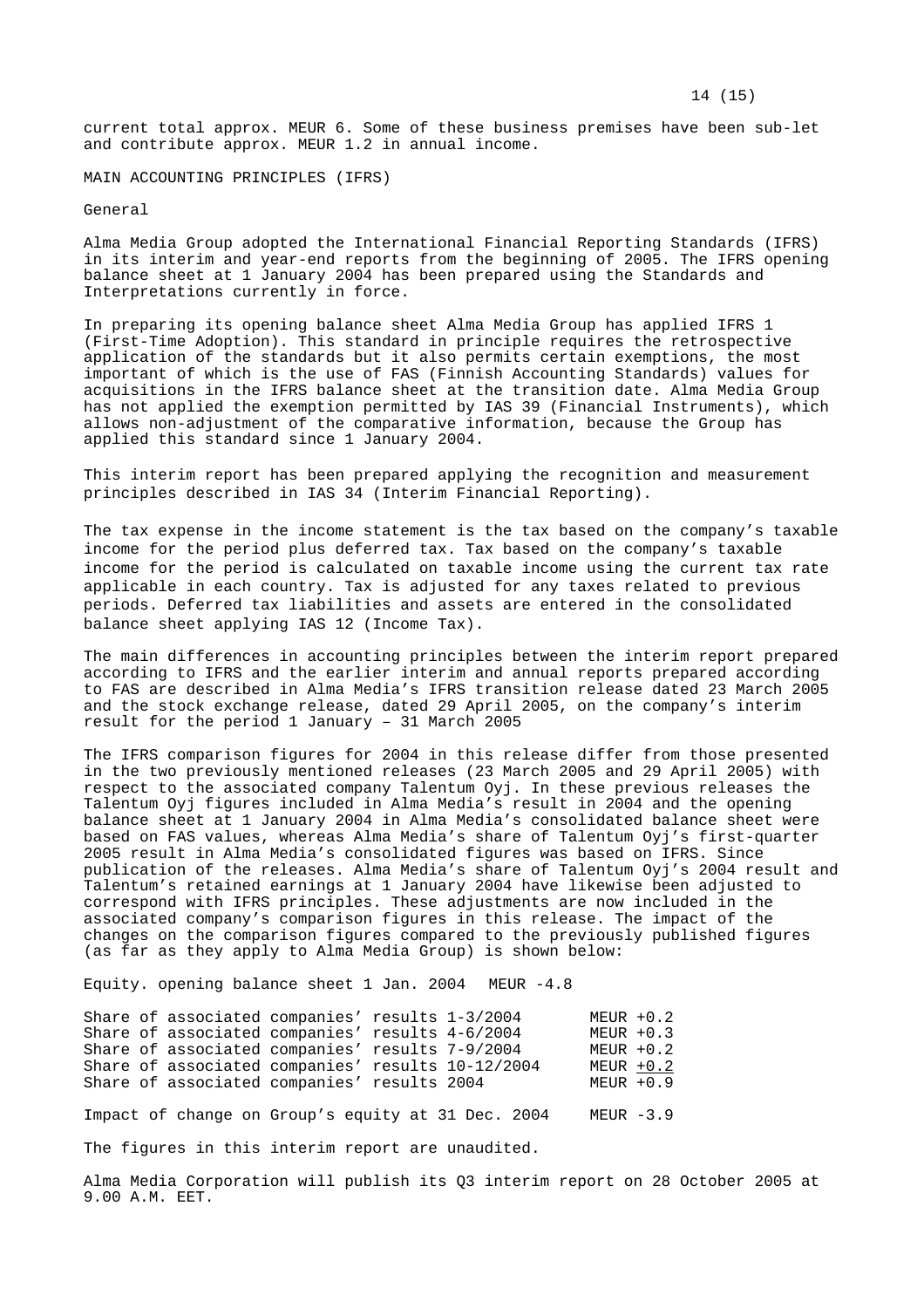current total approx. MEUR 6. Some of these business premises have been sub-let and contribute approx. MEUR 1.2 in annual income.

## MAIN ACCOUNTING PRINCIPLES (IFRS)

### General

Alma Media Group adopted the International Financial Reporting Standards (IFRS) in its interim and year-end reports from the beginning of 2005. The IFRS opening balance sheet at 1 January 2004 has been prepared using the Standards and Interpretations currently in force.

In preparing its opening balance sheet Alma Media Group has applied IFRS 1 (First-Time Adoption). This standard in principle requires the retrospective application of the standards but it also permits certain exemptions, the most important of which is the use of FAS (Finnish Accounting Standards) values for acquisitions in the IFRS balance sheet at the transition date. Alma Media Group has not applied the exemption permitted by IAS 39 (Financial Instruments), which allows non-adjustment of the comparative information, because the Group has applied this standard since 1 January 2004.

This interim report has been prepared applying the recognition and measurement principles described in IAS 34 (Interim Financial Reporting).

The tax expense in the income statement is the tax based on the company's taxable income for the period plus deferred tax. Tax based on the company's taxable income for the period is calculated on taxable income using the current tax rate applicable in each country. Tax is adjusted for any taxes related to previous periods. Deferred tax liabilities and assets are entered in the consolidated balance sheet applying IAS 12 (Income Tax).

The main differences in accounting principles between the interim report prepared according to IFRS and the earlier interim and annual reports prepared according to FAS are described in Alma Media's IFRS transition release dated 23 March 2005 and the stock exchange release, dated 29 April 2005, on the company's interim result for the period 1 January – 31 March 2005

The IFRS comparison figures for 2004 in this release differ from those presented in the two previously mentioned releases (23 March 2005 and 29 April 2005) with respect to the associated company Talentum Oyj. In these previous releases the Talentum Oyj figures included in Alma Media's result in 2004 and the opening balance sheet at 1 January 2004 in Alma Media's consolidated balance sheet were based on FAS values, whereas Alma Media's share of Talentum Oyj's first-quarter 2005 result in Alma Media's consolidated figures was based on IFRS. Since publication of the releases. Alma Media's share of Talentum Oyj's 2004 result and Talentum's retained earnings at 1 January 2004 have likewise been adjusted to correspond with IFRS principles. These adjustments are now included in the associated company's comparison figures in this release. The impact of the changes on the comparison figures compared to the previously published figures (as far as they apply to Alma Media Group) is shown below:

| | |
|---|---|
| Equity. opening balance sheet 1 Jan. 2004 | MEUR -4.8 |
| Share of associated companies' results 1-3/2004 | MEUR +0.2 |
| Share of associated companies' results 4-6/2004 | MEUR +0.3 |
| Share of associated companies' results 7-9/2004 | MEUR +0.2 |
| Share of associated companies' results 10-12/2004 | MEUR +0.2 |
| Share of associated companies' results 2004 | MEUR +0.9 |
| Impact of change on Group's equity at 31 Dec. 2004 | MEUR -3.9 |

The figures in this interim report are unaudited.

Alma Media Corporation will publish its Q3 interim report on 28 October 2005 at 9.00 A.M. EET.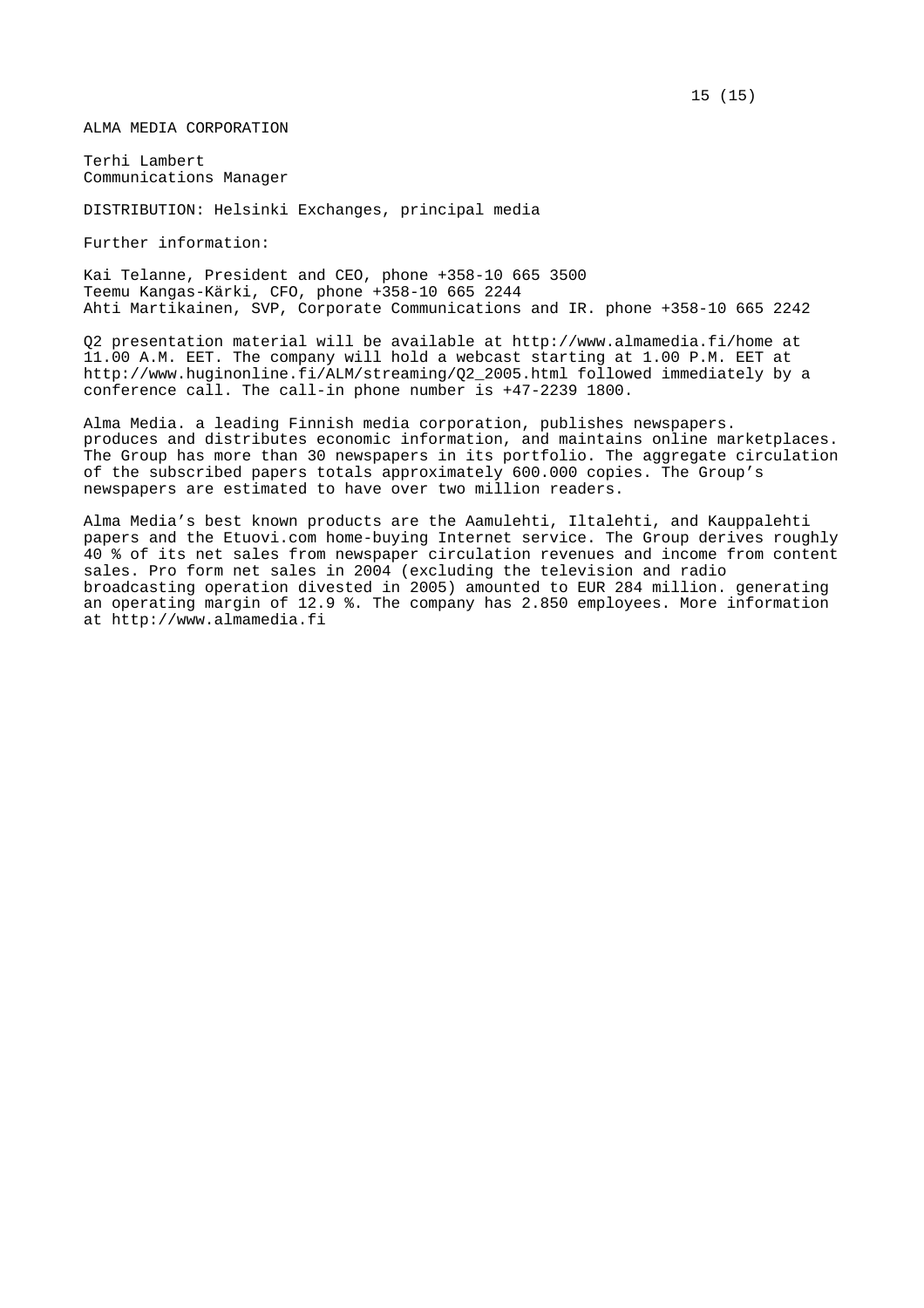ALMA MEDIA CORPORATION

Terhi Lambert
Communications Manager

DISTRIBUTION: Helsinki Exchanges, principal media

Further information:

Kai Telanne, President and CEO, phone +358-10 665 3500
Teemu Kangas-Kärki, CFO, phone +358-10 665 2244
Ahti Martikainen, SVP, Corporate Communications and IR. phone +358-10 665 2242

Q2 presentation material will be available at http://www.almamedia.fi/home at 11.00 A.M. EET. The company will hold a webcast starting at 1.00 P.M. EET at http://www.huginonline.fi/ALM/streaming/Q2_2005.html followed immediately by a conference call. The call-in phone number is +47-2239 1800.

Alma Media. a leading Finnish media corporation, publishes newspapers. produces and distributes economic information, and maintains online marketplaces. The Group has more than 30 newspapers in its portfolio. The aggregate circulation of the subscribed papers totals approximately 600.000 copies. The Group's newspapers are estimated to have over two million readers.

Alma Media's best known products are the Aamulehti, Iltalehti, and Kauppalehti papers and the Etuovi.com home-buying Internet service. The Group derives roughly 40 % of its net sales from newspaper circulation revenues and income from content sales. Pro form net sales in 2004 (excluding the television and radio broadcasting operation divested in 2005) amounted to EUR 284 million. generating an operating margin of 12.9 %. The company has 2.850 employees. More information at http://www.almamedia.fi